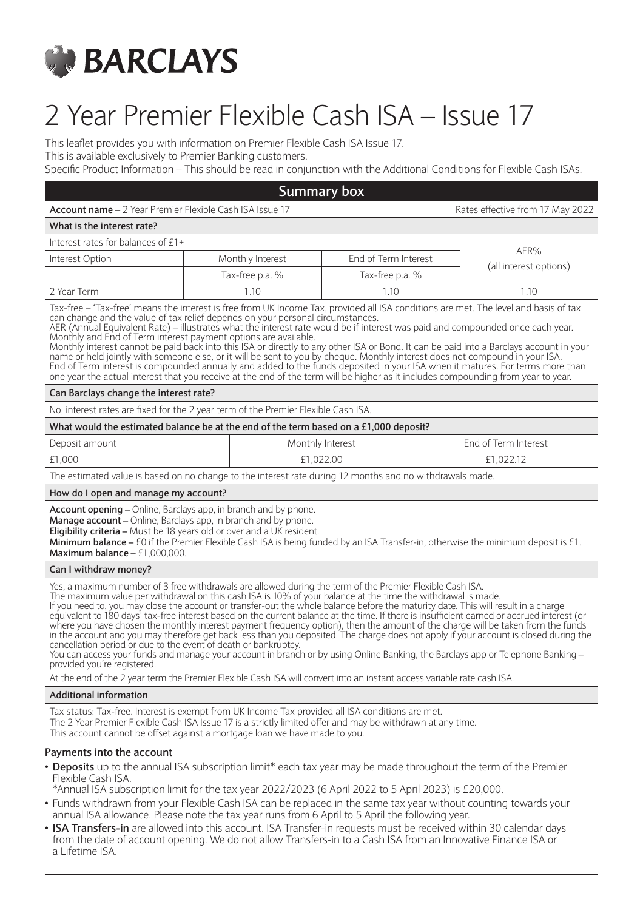# BARCLAYS

# 2 Year Premier Flexible Cash ISA – Issue 17

This leaflet provides you with information on Premier Flexible Cash ISA Issue 17.
This is available exclusively to Premier Banking customers.
Specific Product Information – This should be read in conjunction with the Additional Conditions for Flexible Cash ISAs.

## Summary box

**Account name –** 2 Year Premier Flexible Cash ISA Issue 17 — Rates effective from 17 May 2022

### What is the interest rate?

| Interest rates for balances of £1+ | | | AER% (all interest options) |
|---|---|---|---|
| Interest Option | Monthly Interest | End of Term Interest | |
| | Tax-free p.a. % | Tax-free p.a. % | |
| 2 Year Term | 1.10 | 1.10 | 1.10 |

Tax-free – 'Tax-free' means the interest is free from UK Income Tax, provided all ISA conditions are met. The level and basis of tax can change and the value of tax relief depends on your personal circumstances.
AER (Annual Equivalent Rate) – illustrates what the interest rate would be if interest was paid and compounded once each year.
Monthly and End of Term interest payment options are available.
Monthly interest cannot be paid back into this ISA or directly to any other ISA or Bond. It can be paid into a Barclays account in your name or held jointly with someone else, or it will be sent to you by cheque. Monthly interest does not compound in your ISA.
End of Term interest is compounded annually and added to the funds deposited in your ISA when it matures. For terms more than one year the actual interest that you receive at the end of the term will be higher as it includes compounding from year to year.

### Can Barclays change the interest rate?

No, interest rates are fixed for the 2 year term of the Premier Flexible Cash ISA.

### What would the estimated balance be at the end of the term based on a £1,000 deposit?

| Deposit amount | Monthly Interest | End of Term Interest |
|---|---|---|
| £1,000 | £1,022.00 | £1,022.12 |

The estimated value is based on no change to the interest rate during 12 months and no withdrawals made.

### How do I open and manage my account?

**Account opening –** Online, Barclays app, in branch and by phone.
**Manage account –** Online, Barclays app, in branch and by phone.
**Eligibility criteria –** Must be 18 years old or over and a UK resident.
**Minimum balance –** £0 if the Premier Flexible Cash ISA is being funded by an ISA Transfer-in, otherwise the minimum deposit is £1.
**Maximum balance –** £1,000,000.

### Can I withdraw money?

Yes, a maximum number of 3 free withdrawals are allowed during the term of the Premier Flexible Cash ISA.
The maximum value per withdrawal on this cash ISA is 10% of your balance at the time the withdrawal is made.
If you need to, you may close the account or transfer-out the whole balance before the maturity date. This will result in a charge equivalent to 180 days' tax-free interest based on the current balance at the time. If there is insufficient earned or accrued interest (or where you have chosen the monthly interest payment frequency option), then the amount of the charge will be taken from the funds in the account and you may therefore get back less than you deposited. The charge does not apply if your account is closed during the cancellation period or due to the event of death or bankruptcy.
You can access your funds and manage your account in branch or by using Online Banking, the Barclays app or Telephone Banking – provided you're registered.

At the end of the 2 year term the Premier Flexible Cash ISA will convert into an instant access variable rate cash ISA.

### Additional information

Tax status: Tax-free. Interest is exempt from UK Income Tax provided all ISA conditions are met.
The 2 Year Premier Flexible Cash ISA Issue 17 is a strictly limited offer and may be withdrawn at any time.
This account cannot be offset against a mortgage loan we have made to you.

## Payments into the account

- **Deposits** up to the annual ISA subscription limit* each tax year may be made throughout the term of the Premier Flexible Cash ISA.
  *Annual ISA subscription limit for the tax year 2022/2023 (6 April 2022 to 5 April 2023) is £20,000.
- Funds withdrawn from your Flexible Cash ISA can be replaced in the same tax year without counting towards your annual ISA allowance. Please note the tax year runs from 6 April to 5 April the following year.
- **ISA Transfers-in** are allowed into this account. ISA Transfer-in requests must be received within 30 calendar days from the date of account opening. We do not allow Transfers-in to a Cash ISA from an Innovative Finance ISA or a Lifetime ISA.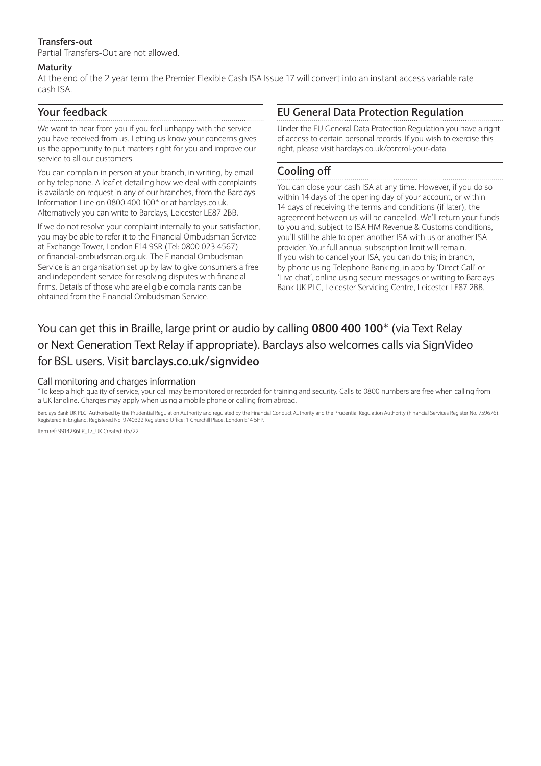### Transfers-out

Partial Transfers-Out are not allowed.

### Maturity

At the end of the 2 year term the Premier Flexible Cash ISA Issue 17 will convert into an instant access variable rate cash ISA.

## Your feedback

We want to hear from you if you feel unhappy with the service you have received from us. Letting us know your concerns gives us the opportunity to put matters right for you and improve our service to all our customers.

You can complain in person at your branch, in writing, by email or by telephone. A leaflet detailing how we deal with complaints is available on request in any of our branches, from the Barclays Information Line on 0800 400 100* or at barclays.co.uk. Alternatively you can write to Barclays, Leicester LE87 2BB.

If we do not resolve your complaint internally to your satisfaction, you may be able to refer it to the Financial Ombudsman Service at Exchange Tower, London E14 9SR (Tel: 0800 023 4567) or financial-ombudsman.org.uk. The Financial Ombudsman Service is an organisation set up by law to give consumers a free and independent service for resolving disputes with financial firms. Details of those who are eligible complainants can be obtained from the Financial Ombudsman Service.

## EU General Data Protection Regulation

Under the EU General Data Protection Regulation you have a right of access to certain personal records. If you wish to exercise this right, please visit barclays.co.uk/control-your-data

## Cooling off

You can close your cash ISA at any time. However, if you do so within 14 days of the opening day of your account, or within 14 days of receiving the terms and conditions (if later), the agreement between us will be cancelled. We'll return your funds to you and, subject to ISA HM Revenue & Customs conditions, you'll still be able to open another ISA with us or another ISA provider. Your full annual subscription limit will remain. If you wish to cancel your ISA, you can do this; in branch, by phone using Telephone Banking, in app by 'Direct Call' or 'Live chat', online using secure messages or writing to Barclays Bank UK PLC, Leicester Servicing Centre, Leicester LE87 2BB.

You can get this in Braille, large print or audio by calling **0800 400 100*** (via Text Relay or Next Generation Text Relay if appropriate). Barclays also welcomes calls via SignVideo for BSL users. Visit **barclays.co.uk/signvideo**

### Call monitoring and charges information

*To keep a high quality of service, your call may be monitored or recorded for training and security. Calls to 0800 numbers are free when calling from a UK landline. Charges may apply when using a mobile phone or calling from abroad.

Barclays Bank UK PLC. Authorised by the Prudential Regulation Authority and regulated by the Financial Conduct Authority and the Prudential Regulation Authority (Financial Services Register No. 759676). Registered in England. Registered No. 9740322 Registered Office: 1 Churchill Place, London E14 5HP.

Item ref: 9914286LP_17_UK Created: 05/22